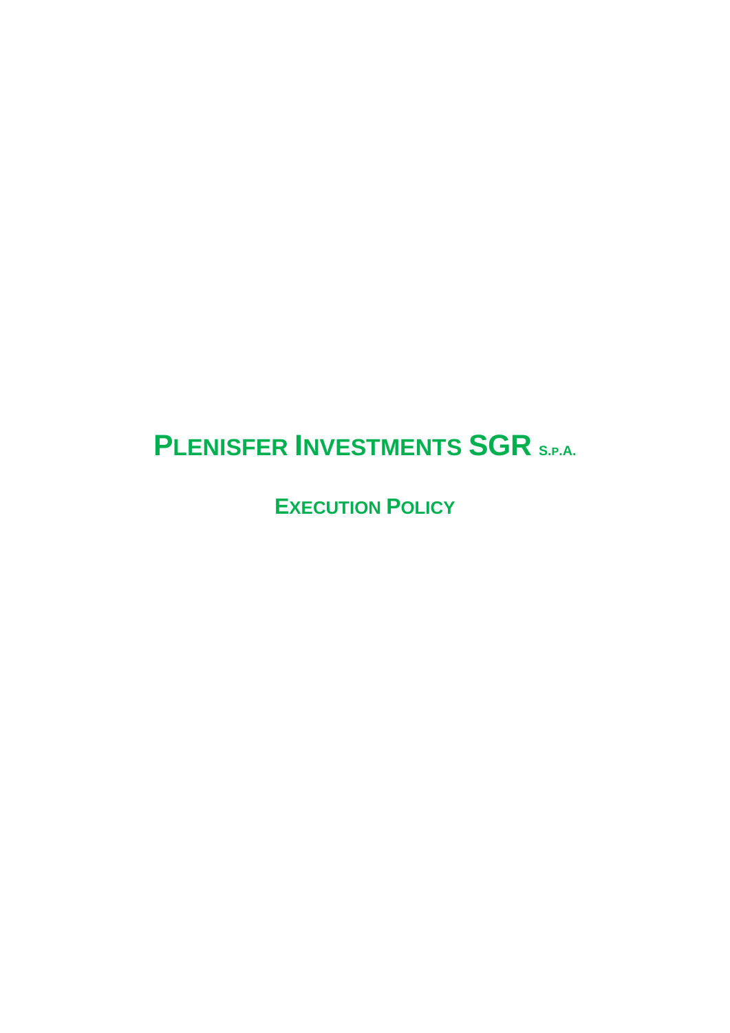# PLENISFER INVESTMENTS SGR S.P.A.

## EXECUTION POLICY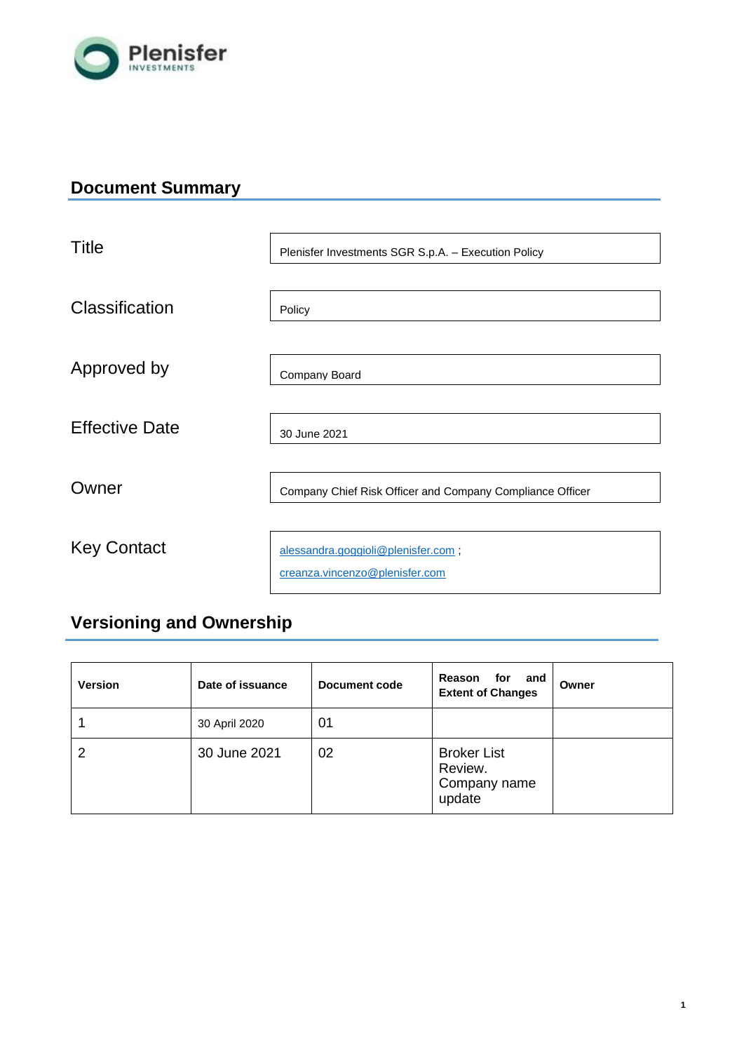## Document Summary

| | |
|---|---|
| Title | Plenisfer Investments SGR S.p.A. – Execution Policy |
| Classification | Policy |
| Approved by | Company Board |
| Effective Date | 30 June 2021 |
| Owner | Company Chief Risk Officer and Company Compliance Officer |
| Key Contact | alessandra.goggioli@plenisfer.com ; creanza.vincenzo@plenisfer.com |

## Versioning and Ownership

| Version | Date of issuance | Document code | Reason for and Extent of Changes | Owner |
|---|---|---|---|---|
| 1 | 30 April 2020 | 01 | | |
| 2 | 30 June 2021 | 02 | Broker List Review. Company name update | |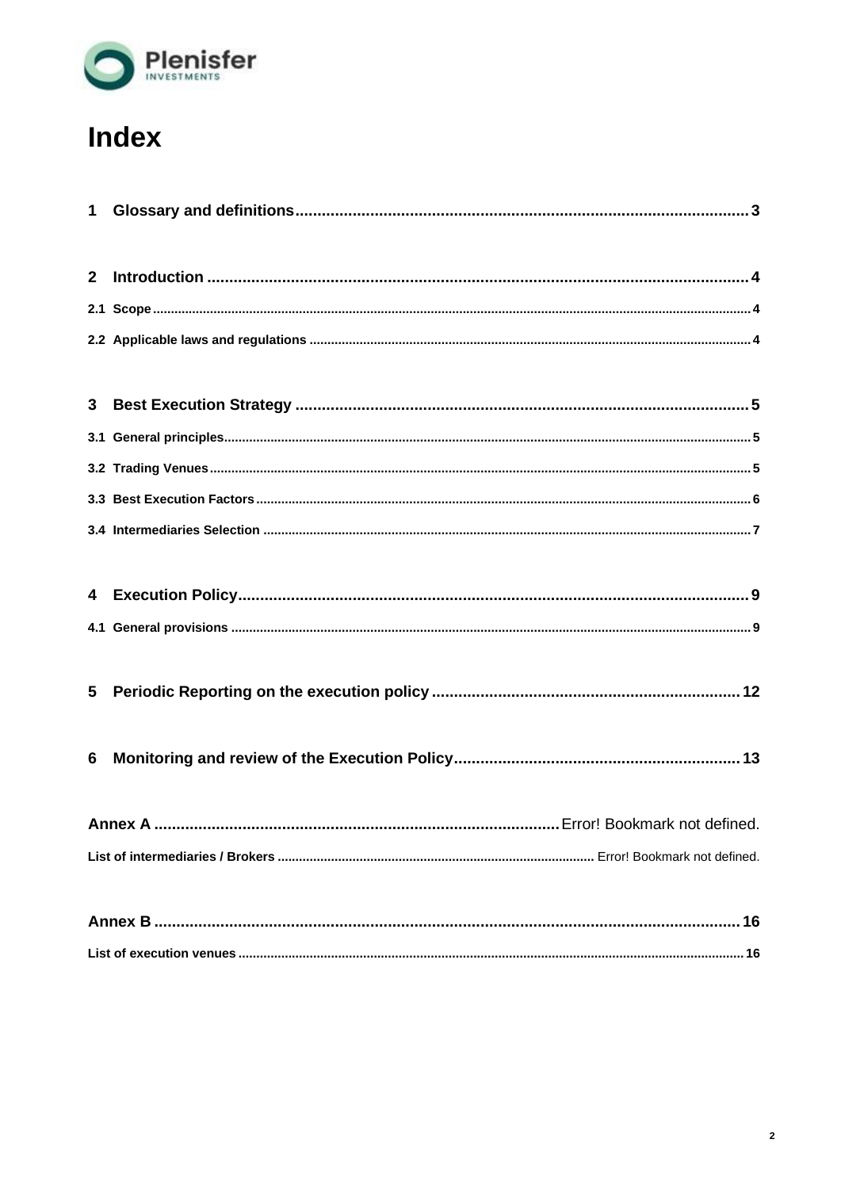# Index

| | | |
|---|---|---|
| **1** | **Glossary and definitions** | **3** |
| **2** | **Introduction** | **4** |
| 2.1 | Scope | 4 |
| 2.2 | Applicable laws and regulations | 4 |
| **3** | **Best Execution Strategy** | **5** |
| 3.1 | General principles | 5 |
| 3.2 | Trading Venues | 5 |
| 3.3 | Best Execution Factors | 6 |
| 3.4 | Intermediaries Selection | 7 |
| **4** | **Execution Policy** | **9** |
| 4.1 | General provisions | 9 |
| **5** | **Periodic Reporting on the execution policy** | **12** |
| **6** | **Monitoring and review of the Execution Policy** | **13** |
| **Annex A** | | Error! Bookmark not defined. |
| List of intermediaries / Brokers | | Error! Bookmark not defined. |
| **Annex B** | | **16** |
| List of execution venues | | 16 |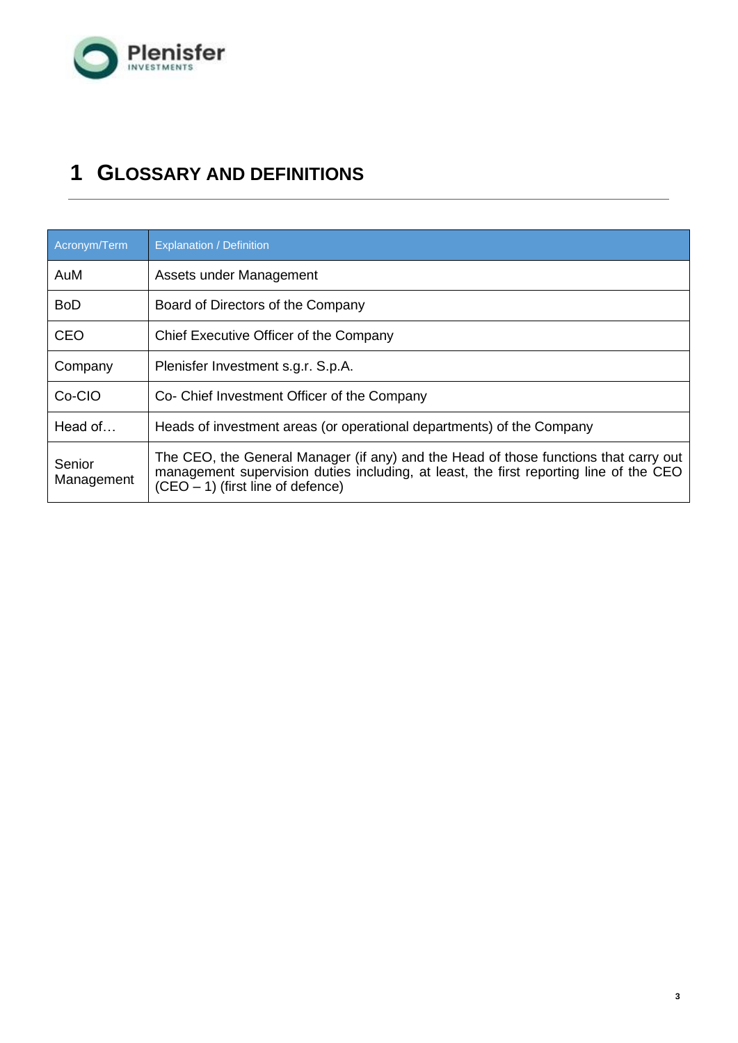# 1 GLOSSARY AND DEFINITIONS

| Acronym/Term | Explanation / Definition |
| --- | --- |
| AuM | Assets under Management |
| BoD | Board of Directors of the Company |
| CEO | Chief Executive Officer of the Company |
| Company | Plenisfer Investment s.g.r. S.p.A. |
| Co-CIO | Co- Chief Investment Officer of the Company |
| Head of… | Heads of investment areas (or operational departments) of the Company |
| Senior Management | The CEO, the General Manager (if any) and the Head of those functions that carry out management supervision duties including, at least, the first reporting line of the CEO (CEO – 1) (first line of defence) |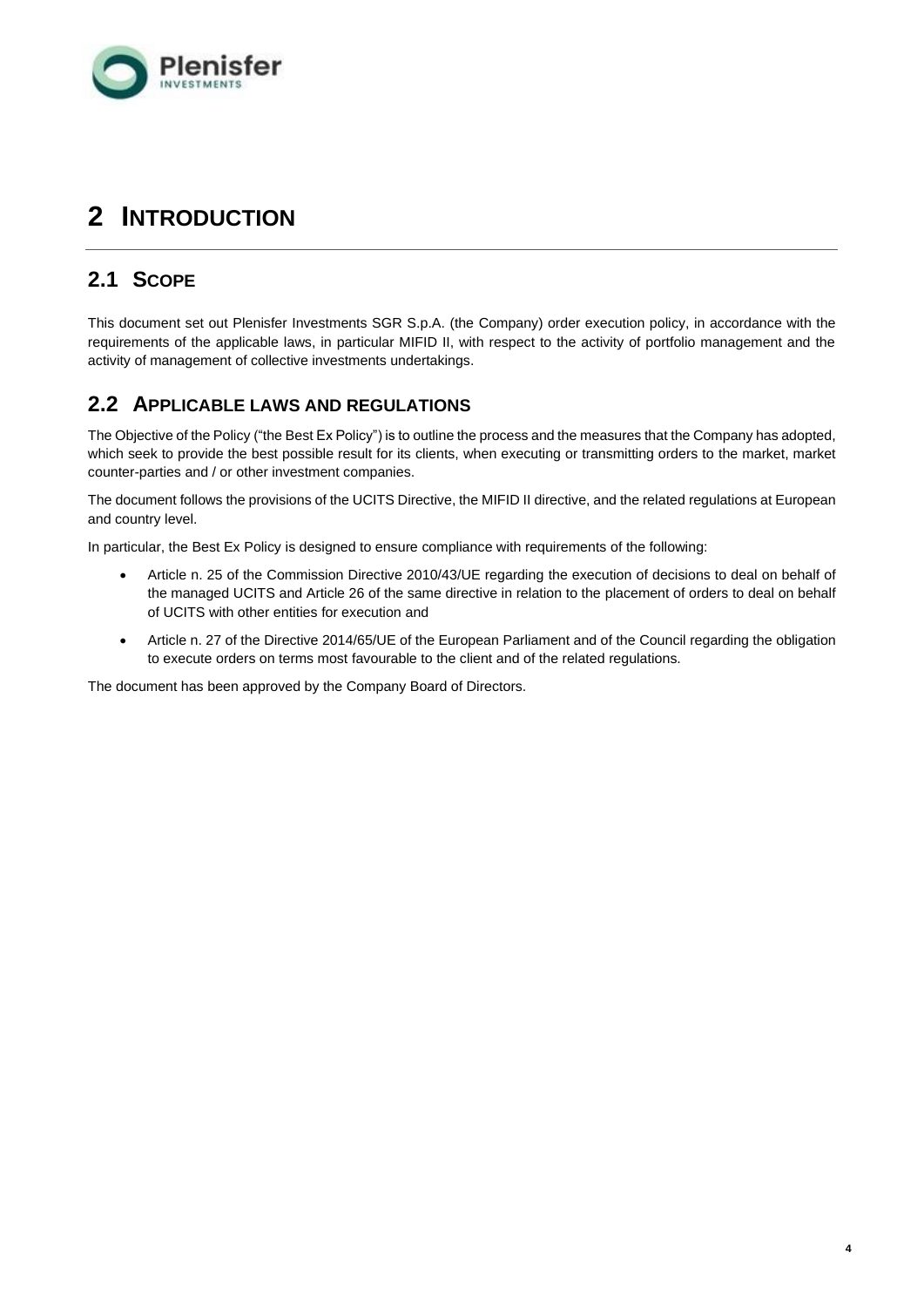# 2 INTRODUCTION

## 2.1 SCOPE

This document set out Plenisfer Investments SGR S.p.A. (the Company) order execution policy, in accordance with the requirements of the applicable laws, in particular MIFID II, with respect to the activity of portfolio management and the activity of management of collective investments undertakings.

## 2.2 APPLICABLE LAWS AND REGULATIONS

The Objective of the Policy ("the Best Ex Policy") is to outline the process and the measures that the Company has adopted, which seek to provide the best possible result for its clients, when executing or transmitting orders to the market, market counter-parties and / or other investment companies.

The document follows the provisions of the UCITS Directive, the MIFID II directive, and the related regulations at European and country level.

In particular, the Best Ex Policy is designed to ensure compliance with requirements of the following:

- Article n. 25 of the Commission Directive 2010/43/UE regarding the execution of decisions to deal on behalf of the managed UCITS and Article 26 of the same directive in relation to the placement of orders to deal on behalf of UCITS with other entities for execution and
- Article n. 27 of the Directive 2014/65/UE of the European Parliament and of the Council regarding the obligation to execute orders on terms most favourable to the client and of the related regulations.

The document has been approved by the Company Board of Directors.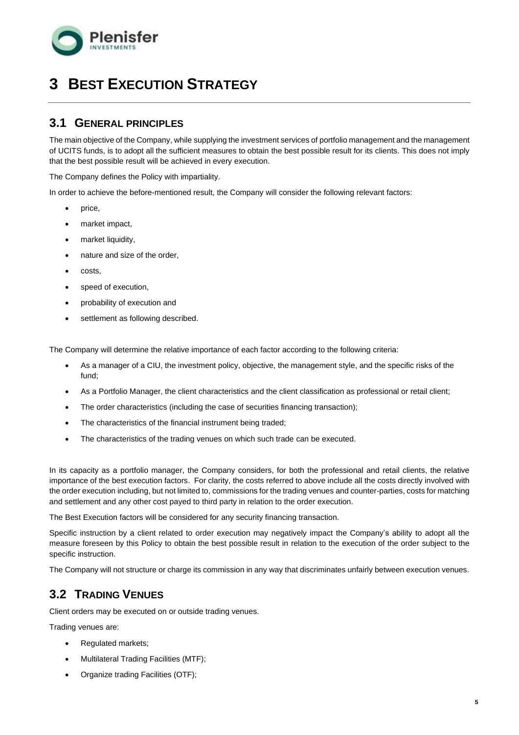# 3 BEST EXECUTION STRATEGY

## 3.1 GENERAL PRINCIPLES

The main objective of the Company, while supplying the investment services of portfolio management and the management of UCITS funds, is to adopt all the sufficient measures to obtain the best possible result for its clients. This does not imply that the best possible result will be achieved in every execution.

The Company defines the Policy with impartiality.

In order to achieve the before-mentioned result, the Company will consider the following relevant factors:

- price,
- market impact,
- market liquidity,
- nature and size of the order,
- costs,
- speed of execution,
- probability of execution and
- settlement as following described.

The Company will determine the relative importance of each factor according to the following criteria:

- As a manager of a CIU, the investment policy, objective, the management style, and the specific risks of the fund;
- As a Portfolio Manager, the client characteristics and the client classification as professional or retail client;
- The order characteristics (including the case of securities financing transaction);
- The characteristics of the financial instrument being traded;
- The characteristics of the trading venues on which such trade can be executed.

In its capacity as a portfolio manager, the Company considers, for both the professional and retail clients, the relative importance of the best execution factors. For clarity, the costs referred to above include all the costs directly involved with the order execution including, but not limited to, commissions for the trading venues and counter-parties, costs for matching and settlement and any other cost payed to third party in relation to the order execution.

The Best Execution factors will be considered for any security financing transaction.

Specific instruction by a client related to order execution may negatively impact the Company's ability to adopt all the measure foreseen by this Policy to obtain the best possible result in relation to the execution of the order subject to the specific instruction.

The Company will not structure or charge its commission in any way that discriminates unfairly between execution venues.

## 3.2 TRADING VENUES

Client orders may be executed on or outside trading venues.

Trading venues are:

- Regulated markets;
- Multilateral Trading Facilities (MTF);
- Organize trading Facilities (OTF);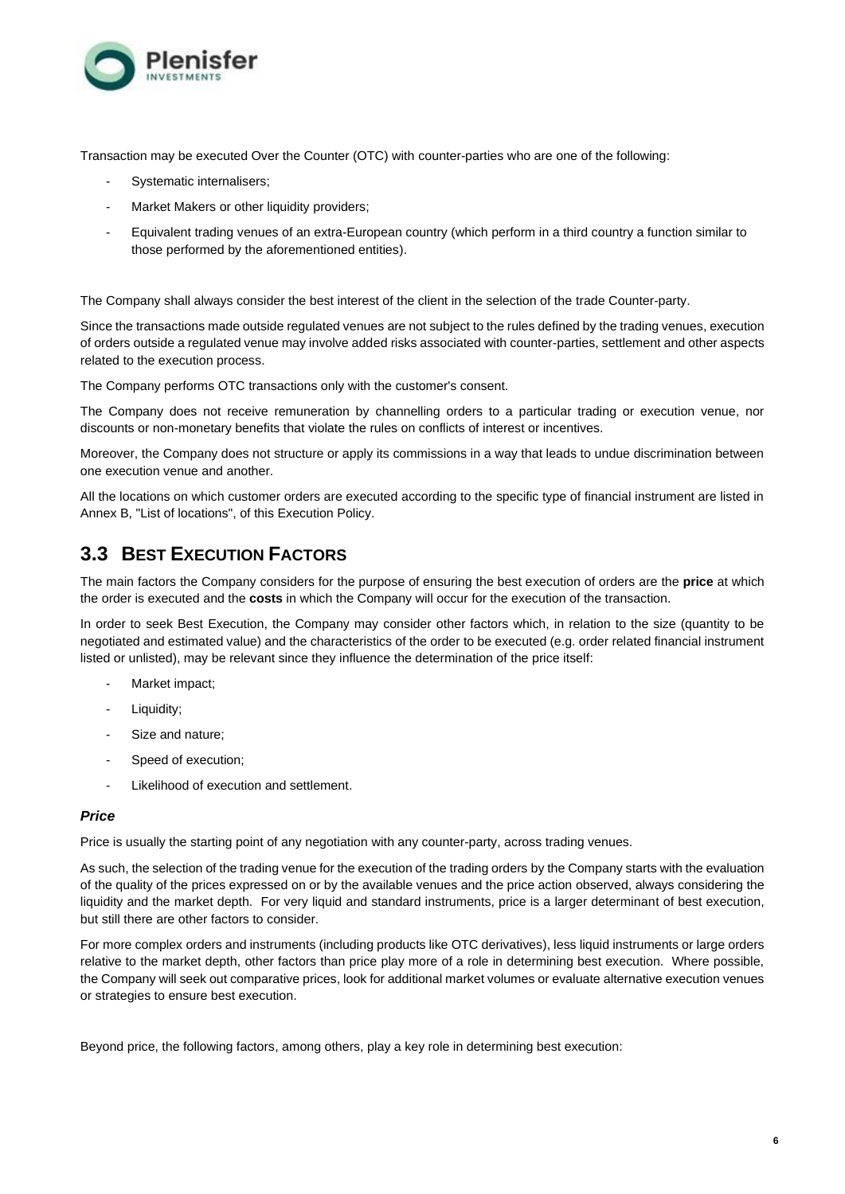Transaction may be executed Over the Counter (OTC) with counter-parties who are one of the following:

- Systematic internalisers;
- Market Makers or other liquidity providers;
- Equivalent trading venues of an extra-European country (which perform in a third country a function similar to those performed by the aforementioned entities).

The Company shall always consider the best interest of the client in the selection of the trade Counter-party.

Since the transactions made outside regulated venues are not subject to the rules defined by the trading venues, execution of orders outside a regulated venue may involve added risks associated with counter-parties, settlement and other aspects related to the execution process.

The Company performs OTC transactions only with the customer's consent.

The Company does not receive remuneration by channelling orders to a particular trading or execution venue, nor discounts or non-monetary benefits that violate the rules on conflicts of interest or incentives.

Moreover, the Company does not structure or apply its commissions in a way that leads to undue discrimination between one execution venue and another.

All the locations on which customer orders are executed according to the specific type of financial instrument are listed in Annex B, "List of locations", of this Execution Policy.

## 3.3 Best Execution Factors

The main factors the Company considers for the purpose of ensuring the best execution of orders are the **price** at which the order is executed and the **costs** in which the Company will occur for the execution of the transaction.

In order to seek Best Execution, the Company may consider other factors which, in relation to the size (quantity to be negotiated and estimated value) and the characteristics of the order to be executed (e.g. order related financial instrument listed or unlisted), may be relevant since they influence the determination of the price itself:

- Market impact;
- Liquidity;
- Size and nature;
- Speed of execution;
- Likelihood of execution and settlement.

#### *Price*

Price is usually the starting point of any negotiation with any counter-party, across trading venues.

As such, the selection of the trading venue for the execution of the trading orders by the Company starts with the evaluation of the quality of the prices expressed on or by the available venues and the price action observed, always considering the liquidity and the market depth. For very liquid and standard instruments, price is a larger determinant of best execution, but still there are other factors to consider.

For more complex orders and instruments (including products like OTC derivatives), less liquid instruments or large orders relative to the market depth, other factors than price play more of a role in determining best execution. Where possible, the Company will seek out comparative prices, look for additional market volumes or evaluate alternative execution venues or strategies to ensure best execution.

Beyond price, the following factors, among others, play a key role in determining best execution: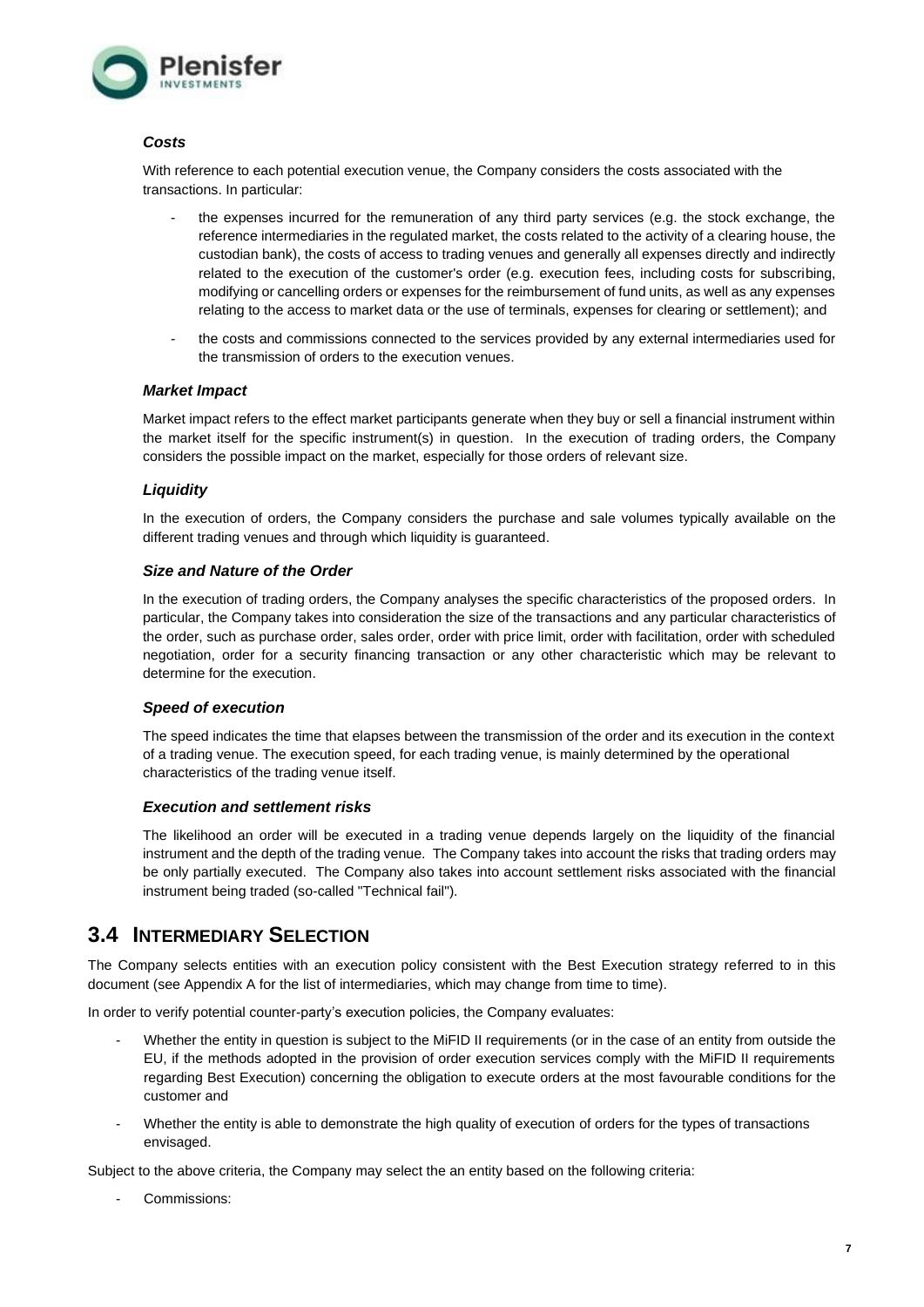### *Costs*

With reference to each potential execution venue, the Company considers the costs associated with the transactions. In particular:

- the expenses incurred for the remuneration of any third party services (e.g. the stock exchange, the reference intermediaries in the regulated market, the costs related to the activity of a clearing house, the custodian bank), the costs of access to trading venues and generally all expenses directly and indirectly related to the execution of the customer's order (e.g. execution fees, including costs for subscribing, modifying or cancelling orders or expenses for the reimbursement of fund units, as well as any expenses relating to the access to market data or the use of terminals, expenses for clearing or settlement); and
- the costs and commissions connected to the services provided by any external intermediaries used for the transmission of orders to the execution venues.

### *Market Impact*

Market impact refers to the effect market participants generate when they buy or sell a financial instrument within the market itself for the specific instrument(s) in question. In the execution of trading orders, the Company considers the possible impact on the market, especially for those orders of relevant size.

### *Liquidity*

In the execution of orders, the Company considers the purchase and sale volumes typically available on the different trading venues and through which liquidity is guaranteed.

### *Size and Nature of the Order*

In the execution of trading orders, the Company analyses the specific characteristics of the proposed orders. In particular, the Company takes into consideration the size of the transactions and any particular characteristics of the order, such as purchase order, sales order, order with price limit, order with facilitation, order with scheduled negotiation, order for a security financing transaction or any other characteristic which may be relevant to determine for the execution.

### *Speed of execution*

The speed indicates the time that elapses between the transmission of the order and its execution in the context of a trading venue. The execution speed, for each trading venue, is mainly determined by the operational characteristics of the trading venue itself.

### *Execution and settlement risks*

The likelihood an order will be executed in a trading venue depends largely on the liquidity of the financial instrument and the depth of the trading venue. The Company takes into account the risks that trading orders may be only partially executed. The Company also takes into account settlement risks associated with the financial instrument being traded (so-called "Technical fail").

## 3.4 Intermediary Selection

The Company selects entities with an execution policy consistent with the Best Execution strategy referred to in this document (see Appendix A for the list of intermediaries, which may change from time to time).

In order to verify potential counter-party's execution policies, the Company evaluates:

- Whether the entity in question is subject to the MiFID II requirements (or in the case of an entity from outside the EU, if the methods adopted in the provision of order execution services comply with the MiFID II requirements regarding Best Execution) concerning the obligation to execute orders at the most favourable conditions for the customer and
- Whether the entity is able to demonstrate the high quality of execution of orders for the types of transactions envisaged.

Subject to the above criteria, the Company may select the an entity based on the following criteria:

- Commissions: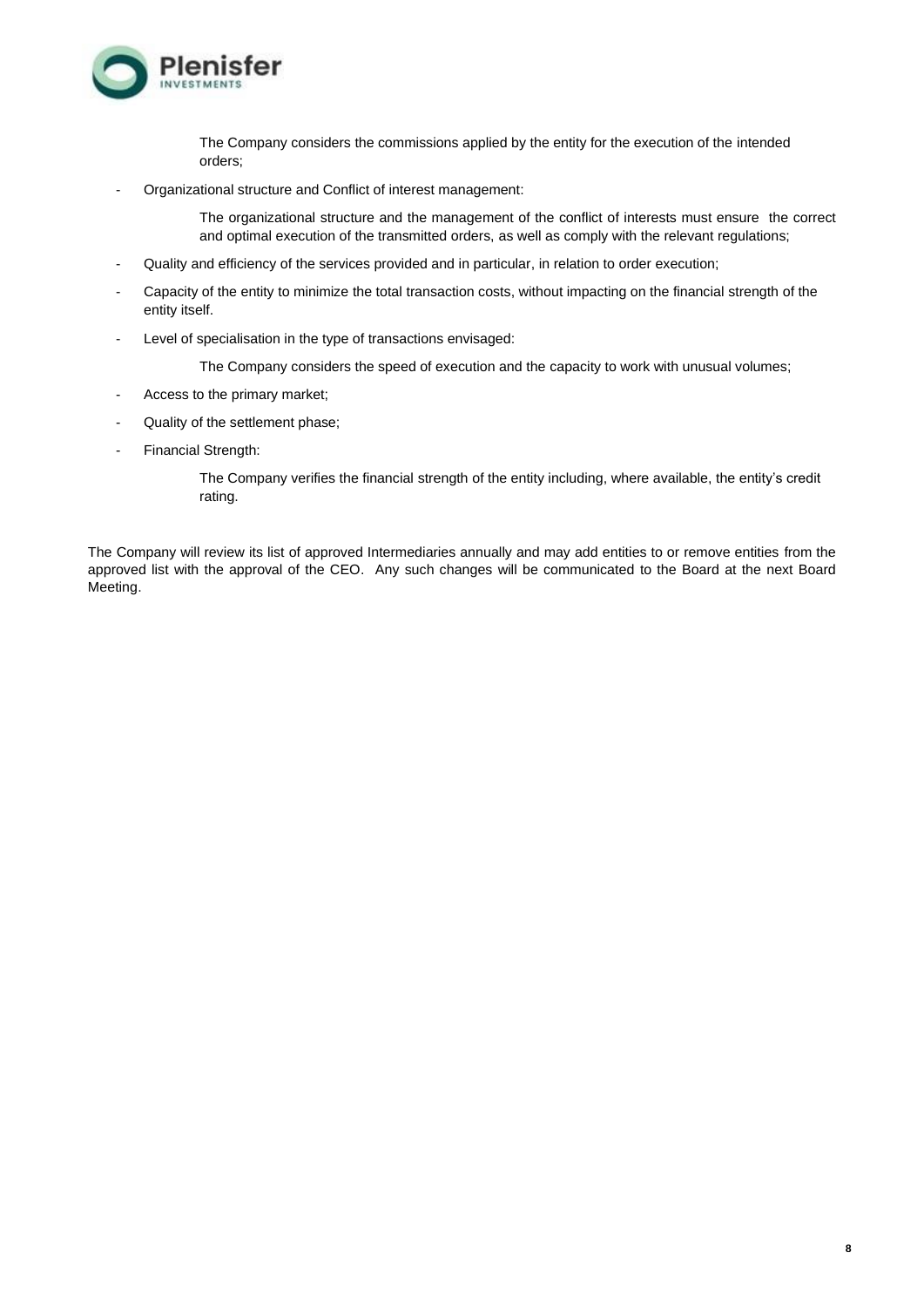The Company considers the commissions applied by the entity for the execution of the intended orders;

- Organizational structure and Conflict of interest management:

  The organizational structure and the management of the conflict of interests must ensure the correct and optimal execution of the transmitted orders, as well as comply with the relevant regulations;

- Quality and efficiency of the services provided and in particular, in relation to order execution;
- Capacity of the entity to minimize the total transaction costs, without impacting on the financial strength of the entity itself.
- Level of specialisation in the type of transactions envisaged:

  The Company considers the speed of execution and the capacity to work with unusual volumes;

- Access to the primary market;
- Quality of the settlement phase;
- Financial Strength:

  The Company verifies the financial strength of the entity including, where available, the entity's credit rating.

The Company will review its list of approved Intermediaries annually and may add entities to or remove entities from the approved list with the approval of the CEO. Any such changes will be communicated to the Board at the next Board Meeting.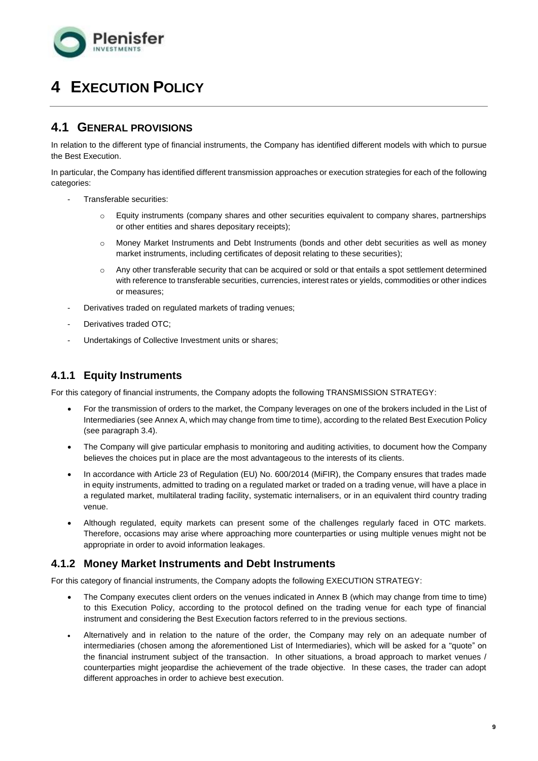# 4 EXECUTION POLICY

## 4.1 GENERAL PROVISIONS

In relation to the different type of financial instruments, the Company has identified different models with which to pursue the Best Execution.

In particular, the Company has identified different transmission approaches or execution strategies for each of the following categories:

- Transferable securities:
  - Equity instruments (company shares and other securities equivalent to company shares, partnerships or other entities and shares depositary receipts);
  - Money Market Instruments and Debt Instruments (bonds and other debt securities as well as money market instruments, including certificates of deposit relating to these securities);
  - Any other transferable security that can be acquired or sold or that entails a spot settlement determined with reference to transferable securities, currencies, interest rates or yields, commodities or other indices or measures;
- Derivatives traded on regulated markets of trading venues;
- Derivatives traded OTC;
- Undertakings of Collective Investment units or shares;

### 4.1.1 Equity Instruments

For this category of financial instruments, the Company adopts the following TRANSMISSION STRATEGY:

- For the transmission of orders to the market, the Company leverages on one of the brokers included in the List of Intermediaries (see Annex A, which may change from time to time), according to the related Best Execution Policy (see paragraph 3.4).
- The Company will give particular emphasis to monitoring and auditing activities, to document how the Company believes the choices put in place are the most advantageous to the interests of its clients.
- In accordance with Article 23 of Regulation (EU) No. 600/2014 (MiFIR), the Company ensures that trades made in equity instruments, admitted to trading on a regulated market or traded on a trading venue, will have a place in a regulated market, multilateral trading facility, systematic internalisers, or in an equivalent third country trading venue.
- Although regulated, equity markets can present some of the challenges regularly faced in OTC markets. Therefore, occasions may arise where approaching more counterparties or using multiple venues might not be appropriate in order to avoid information leakages.

### 4.1.2 Money Market Instruments and Debt Instruments

For this category of financial instruments, the Company adopts the following EXECUTION STRATEGY:

- The Company executes client orders on the venues indicated in Annex B (which may change from time to time) to this Execution Policy, according to the protocol defined on the trading venue for each type of financial instrument and considering the Best Execution factors referred to in the previous sections.
- Alternatively and in relation to the nature of the order, the Company may rely on an adequate number of intermediaries (chosen among the aforementioned List of Intermediaries), which will be asked for a "quote" on the financial instrument subject of the transaction. In other situations, a broad approach to market venues / counterparties might jeopardise the achievement of the trade objective. In these cases, the trader can adopt different approaches in order to achieve best execution.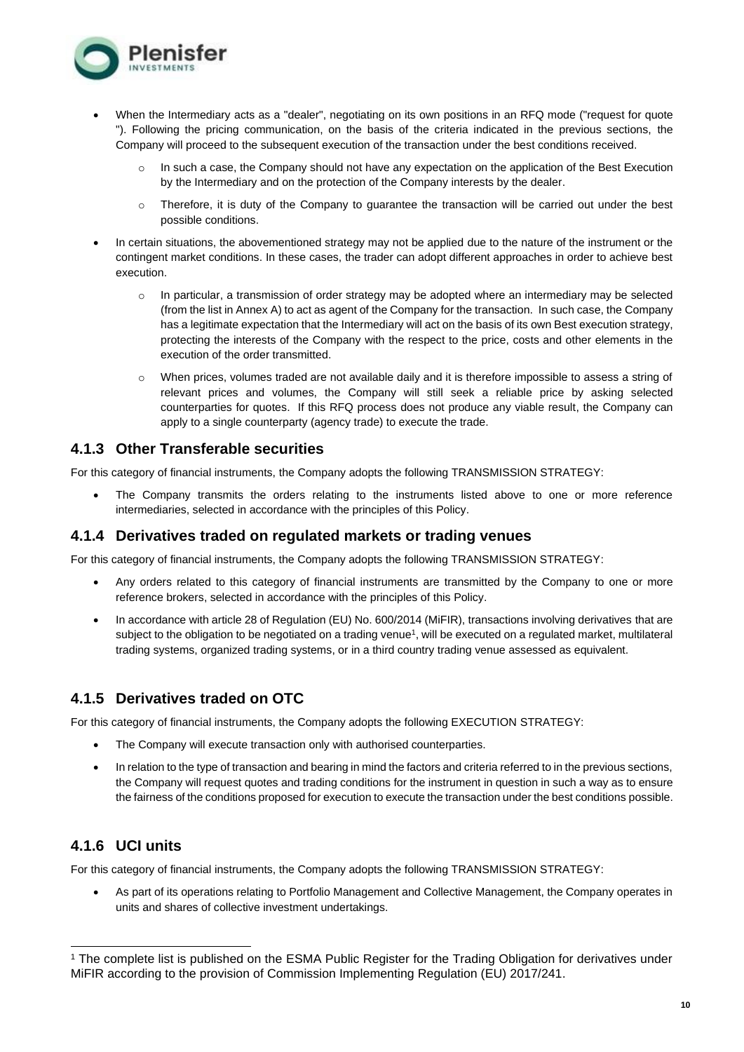- When the Intermediary acts as a "dealer", negotiating on its own positions in an RFQ mode ("request for quote "). Following the pricing communication, on the basis of the criteria indicated in the previous sections, the Company will proceed to the subsequent execution of the transaction under the best conditions received.
  - In such a case, the Company should not have any expectation on the application of the Best Execution by the Intermediary and on the protection of the Company interests by the dealer.
  - Therefore, it is duty of the Company to guarantee the transaction will be carried out under the best possible conditions.
- In certain situations, the abovementioned strategy may not be applied due to the nature of the instrument or the contingent market conditions. In these cases, the trader can adopt different approaches in order to achieve best execution.
  - In particular, a transmission of order strategy may be adopted where an intermediary may be selected (from the list in Annex A) to act as agent of the Company for the transaction. In such case, the Company has a legitimate expectation that the Intermediary will act on the basis of its own Best execution strategy, protecting the interests of the Company with the respect to the price, costs and other elements in the execution of the order transmitted.
  - When prices, volumes traded are not available daily and it is therefore impossible to assess a string of relevant prices and volumes, the Company will still seek a reliable price by asking selected counterparties for quotes. If this RFQ process does not produce any viable result, the Company can apply to a single counterparty (agency trade) to execute the trade.

### 4.1.3 Other Transferable securities

For this category of financial instruments, the Company adopts the following TRANSMISSION STRATEGY:

- The Company transmits the orders relating to the instruments listed above to one or more reference intermediaries, selected in accordance with the principles of this Policy.

### 4.1.4 Derivatives traded on regulated markets or trading venues

For this category of financial instruments, the Company adopts the following TRANSMISSION STRATEGY:

- Any orders related to this category of financial instruments are transmitted by the Company to one or more reference brokers, selected in accordance with the principles of this Policy.
- In accordance with article 28 of Regulation (EU) No. 600/2014 (MiFIR), transactions involving derivatives that are subject to the obligation to be negotiated on a trading venue[1], will be executed on a regulated market, multilateral trading systems, organized trading systems, or in a third country trading venue assessed as equivalent.

### 4.1.5 Derivatives traded on OTC

For this category of financial instruments, the Company adopts the following EXECUTION STRATEGY:

- The Company will execute transaction only with authorised counterparties.
- In relation to the type of transaction and bearing in mind the factors and criteria referred to in the previous sections, the Company will request quotes and trading conditions for the instrument in question in such a way as to ensure the fairness of the conditions proposed for execution to execute the transaction under the best conditions possible.

### 4.1.6 UCI units

For this category of financial instruments, the Company adopts the following TRANSMISSION STRATEGY:

- As part of its operations relating to Portfolio Management and Collective Management, the Company operates in units and shares of collective investment undertakings.

[1] The complete list is published on the ESMA Public Register for the Trading Obligation for derivatives under MiFIR according to the provision of Commission Implementing Regulation (EU) 2017/241.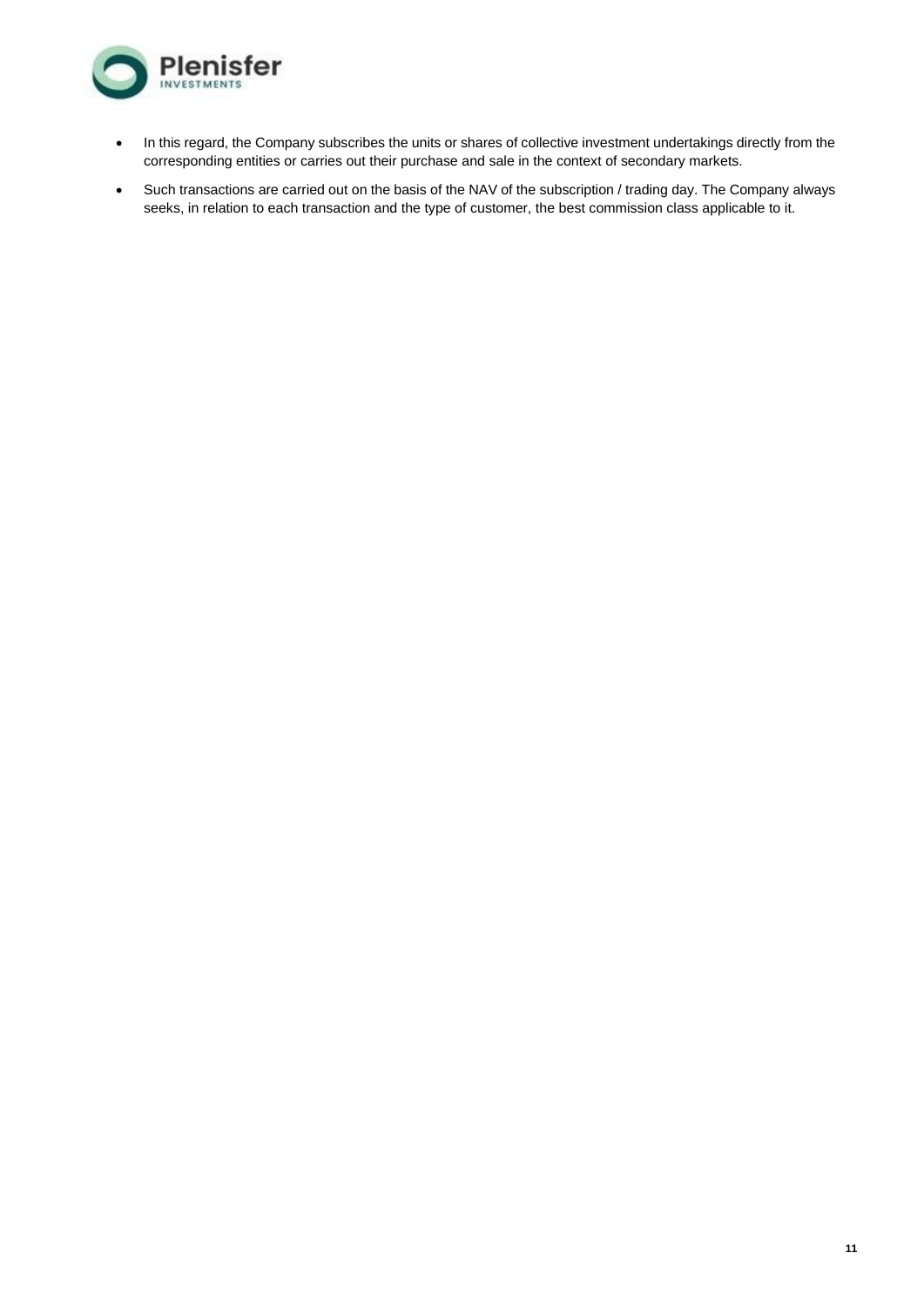- In this regard, the Company subscribes the units or shares of collective investment undertakings directly from the corresponding entities or carries out their purchase and sale in the context of secondary markets.
- Such transactions are carried out on the basis of the NAV of the subscription / trading day. The Company always seeks, in relation to each transaction and the type of customer, the best commission class applicable to it.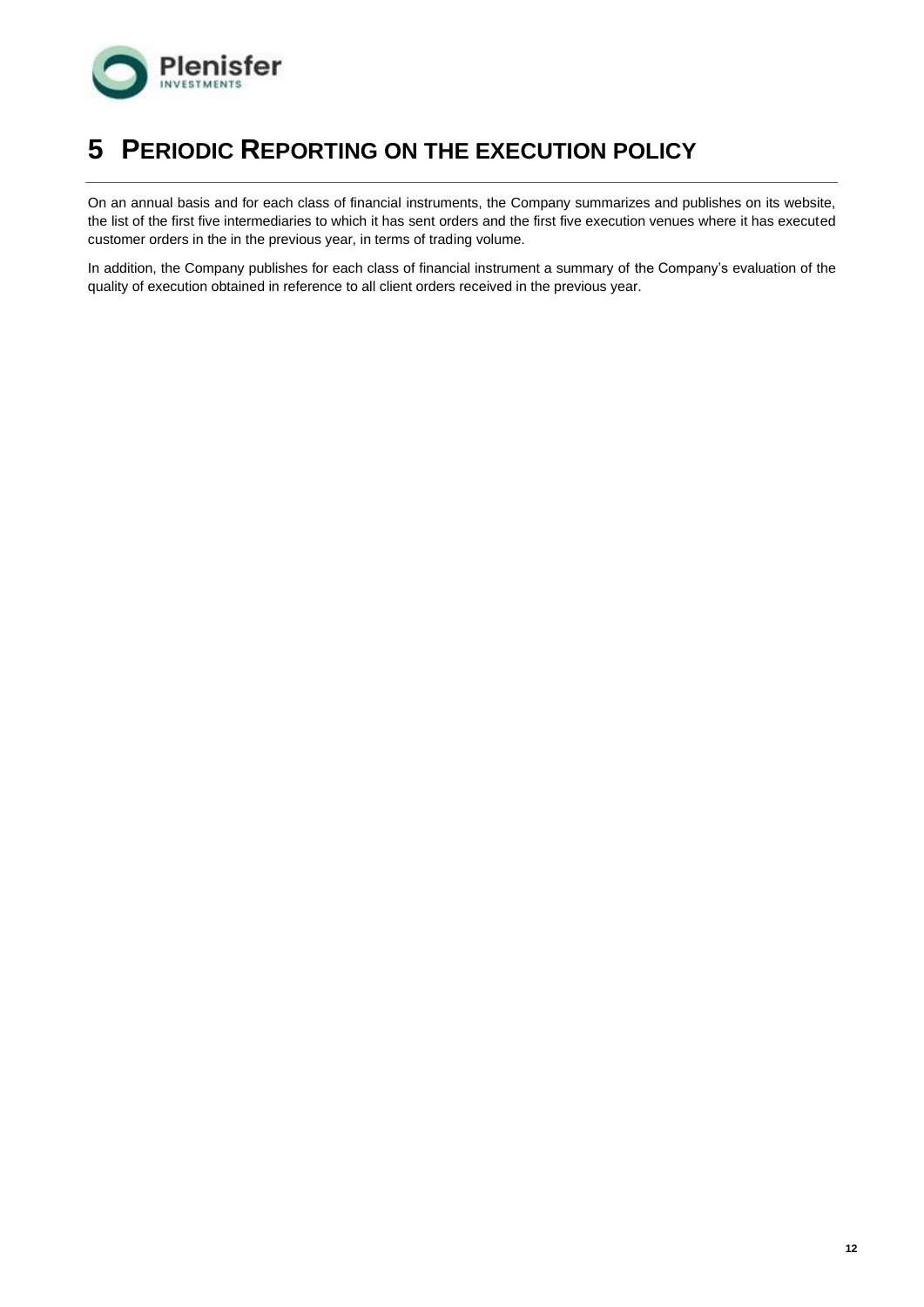# 5 PERIODIC REPORTING ON THE EXECUTION POLICY

On an annual basis and for each class of financial instruments, the Company summarizes and publishes on its website, the list of the first five intermediaries to which it has sent orders and the first five execution venues where it has executed customer orders in the in the previous year, in terms of trading volume.

In addition, the Company publishes for each class of financial instrument a summary of the Company's evaluation of the quality of execution obtained in reference to all client orders received in the previous year.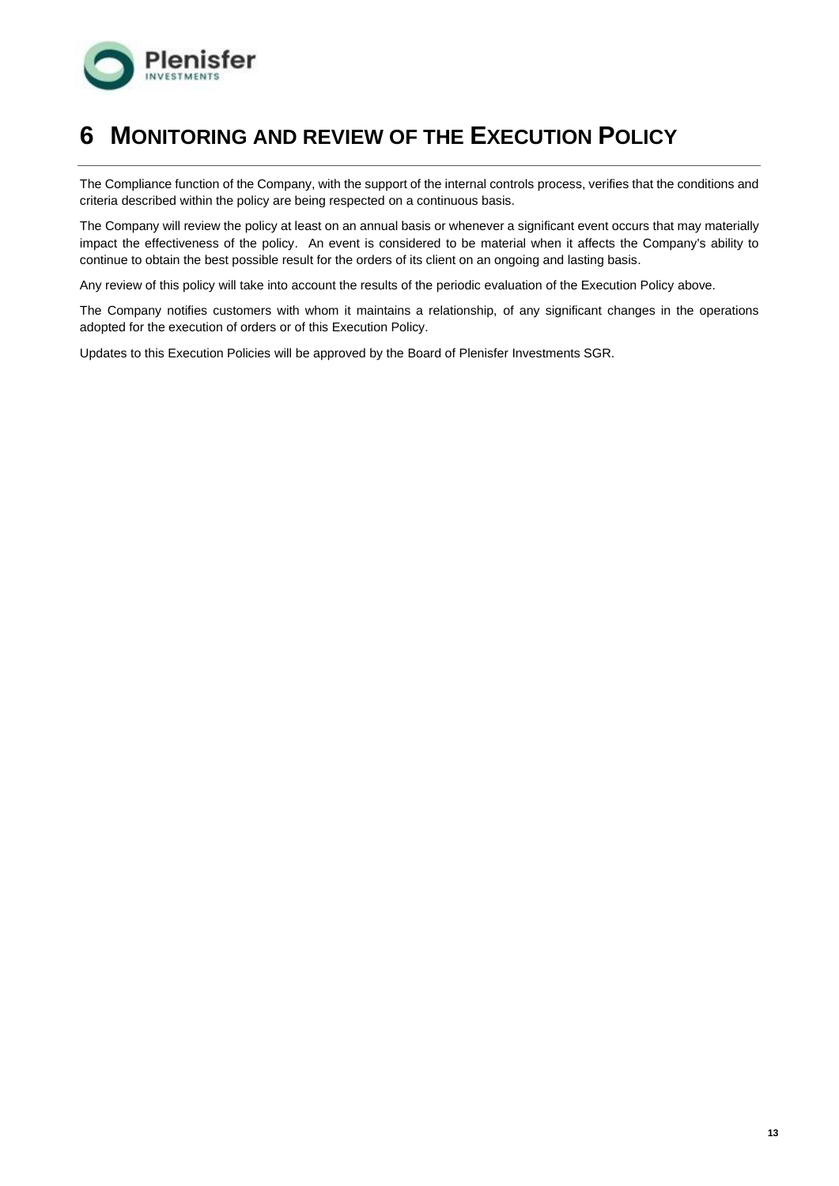# 6 MONITORING AND REVIEW OF THE EXECUTION POLICY

The Compliance function of the Company, with the support of the internal controls process, verifies that the conditions and criteria described within the policy are being respected on a continuous basis.

The Company will review the policy at least on an annual basis or whenever a significant event occurs that may materially impact the effectiveness of the policy. An event is considered to be material when it affects the Company's ability to continue to obtain the best possible result for the orders of its client on an ongoing and lasting basis.

Any review of this policy will take into account the results of the periodic evaluation of the Execution Policy above.

The Company notifies customers with whom it maintains a relationship, of any significant changes in the operations adopted for the execution of orders or of this Execution Policy.

Updates to this Execution Policies will be approved by the Board of Plenisfer Investments SGR.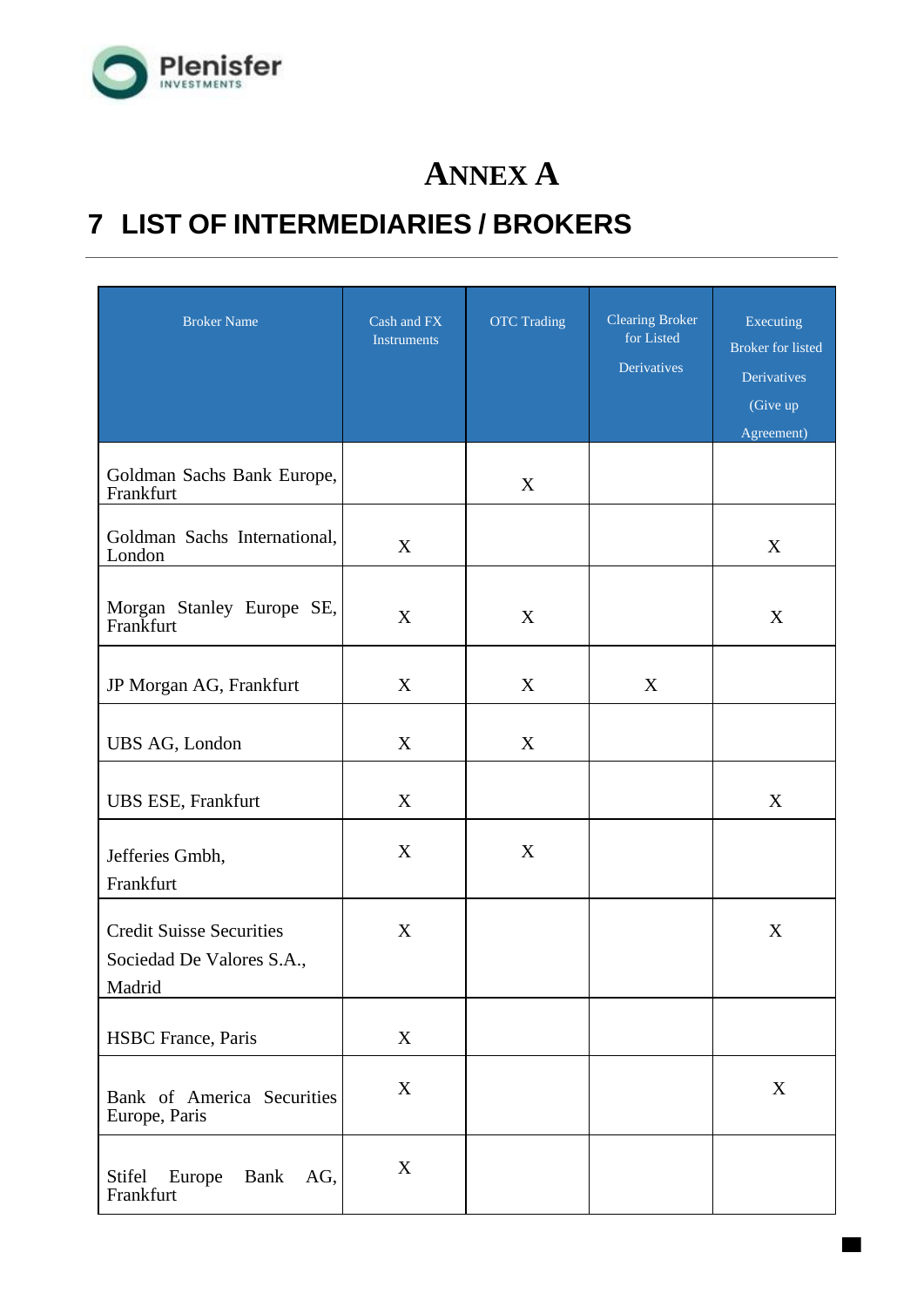# ANNEX A

## 7 LIST OF INTERMEDIARIES / BROKERS

| Broker Name | Cash and FX Instruments | OTC Trading | Clearing Broker for Listed Derivatives | Executing Broker for listed Derivatives (Give up Agreement) |
|---|---|---|---|---|
| Goldman Sachs Bank Europe, Frankfurt | | X | | |
| Goldman Sachs International, London | X | | | X |
| Morgan Stanley Europe SE, Frankfurt | X | X | | X |
| JP Morgan AG, Frankfurt | X | X | X | |
| UBS AG, London | X | X | | |
| UBS ESE, Frankfurt | X | | | X |
| Jefferies Gmbh, Frankfurt | X | X | | |
| Credit Suisse Securities Sociedad De Valores S.A., Madrid | X | | | X |
| HSBC France, Paris | X | | | |
| Bank of America Securities Europe, Paris | X | | | X |
| Stifel Europe Bank AG, Frankfurt | X | | | |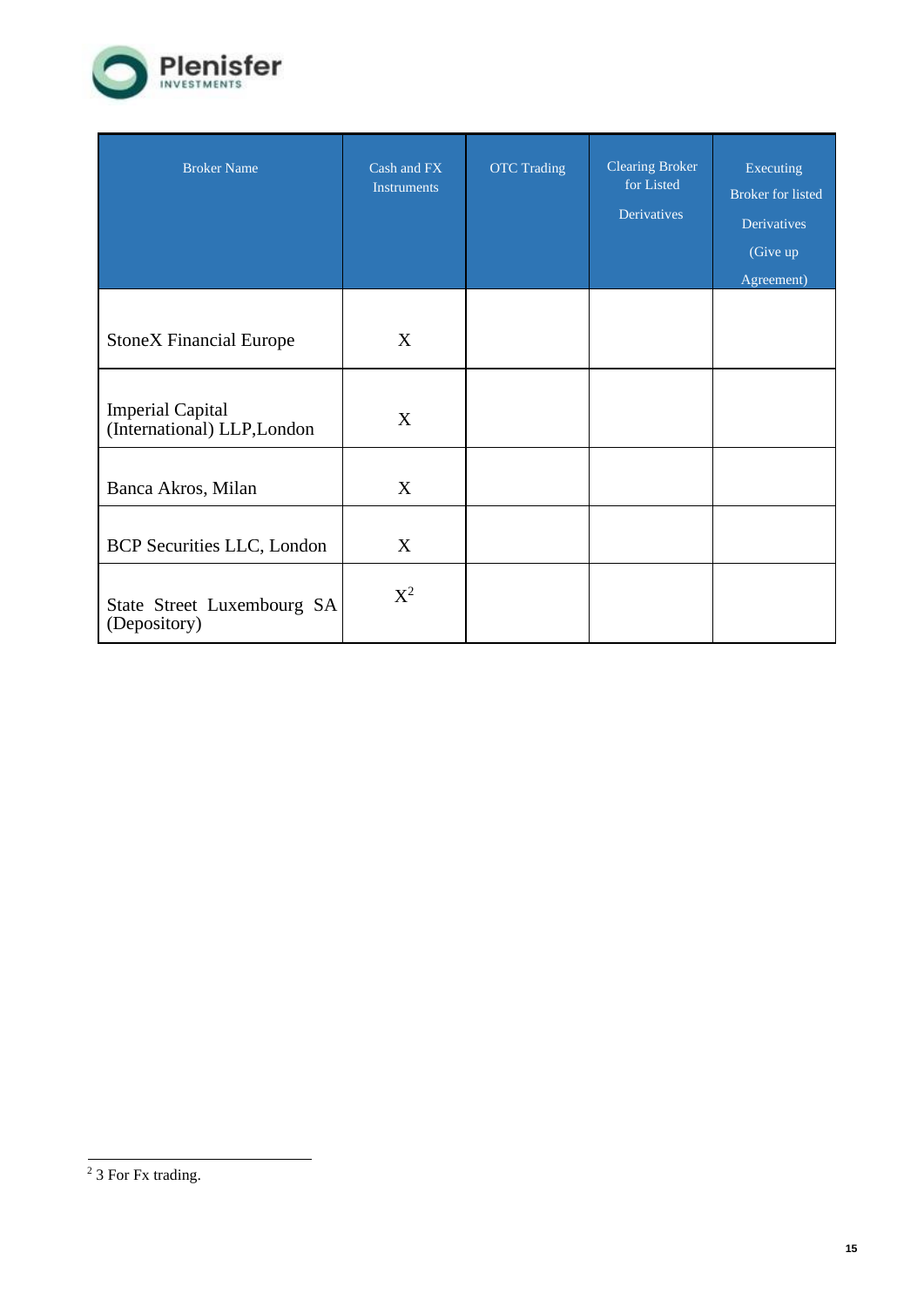| Broker Name | Cash and FX Instruments | OTC Trading | Clearing Broker for Listed Derivatives | Executing Broker for listed Derivatives (Give up Agreement) |
|---|---|---|---|---|
| StoneX Financial Europe | X | | | |
| Imperial Capital (International) LLP,London | X | | | |
| Banca Akros, Milan | X | | | |
| BCP Securities LLC, London | X | | | |
| State Street Luxembourg SA (Depository) | X[2] | | | |

[2] 3 For Fx trading.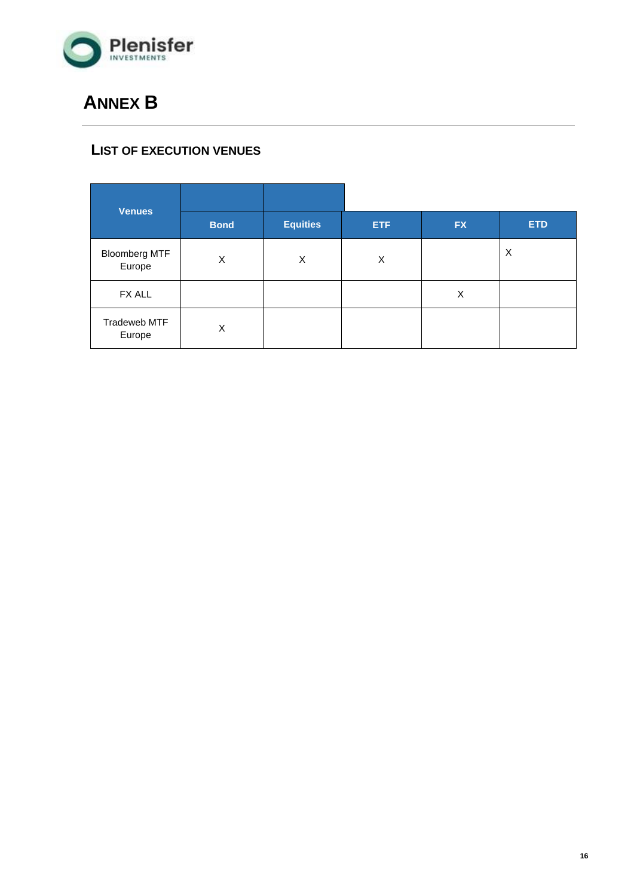# ANNEX B

## LIST OF EXECUTION VENUES

| Venues | Bond | Equities | ETF | FX | ETD |
|---|---|---|---|---|---|
| Bloomberg MTF Europe | X | X | X | | X |
| FX ALL | | | | X | |
| Tradeweb MTF Europe | X | | | | |